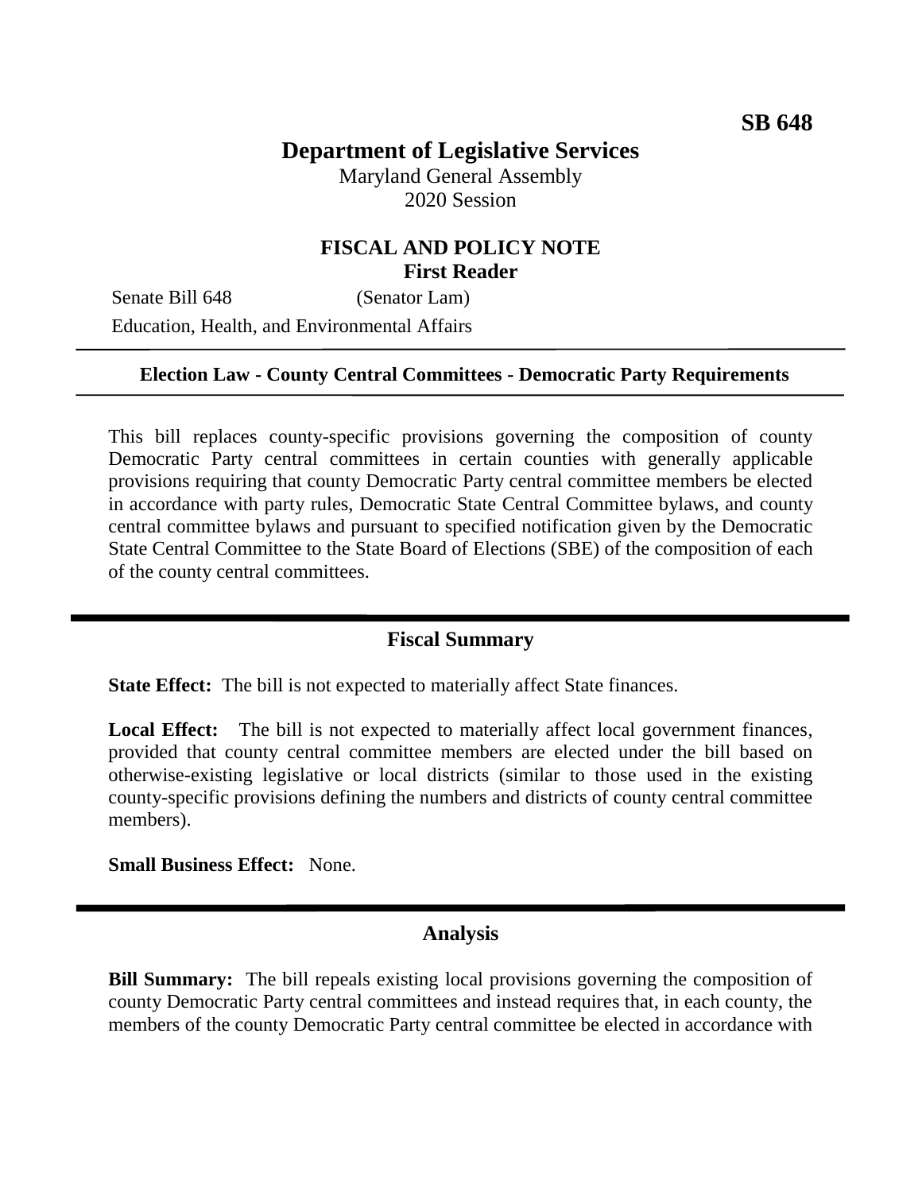**SB 648**

# Department of Legislative Services

Maryland General Assembly
2020 Session

## FISCAL AND POLICY NOTE
**First Reader**

Senate Bill 648 (Senator Lam)
Education, Health, and Environmental Affairs

**Election Law - County Central Committees - Democratic Party Requirements**

This bill replaces county-specific provisions governing the composition of county Democratic Party central committees in certain counties with generally applicable provisions requiring that county Democratic Party central committee members be elected in accordance with party rules, Democratic State Central Committee bylaws, and county central committee bylaws and pursuant to specified notification given by the Democratic State Central Committee to the State Board of Elections (SBE) of the composition of each of the county central committees.

## Fiscal Summary

**State Effect:** The bill is not expected to materially affect State finances.

**Local Effect:** The bill is not expected to materially affect local government finances, provided that county central committee members are elected under the bill based on otherwise-existing legislative or local districts (similar to those used in the existing county-specific provisions defining the numbers and districts of county central committee members).

**Small Business Effect:** None.

## Analysis

**Bill Summary:** The bill repeals existing local provisions governing the composition of county Democratic Party central committees and instead requires that, in each county, the members of the county Democratic Party central committee be elected in accordance with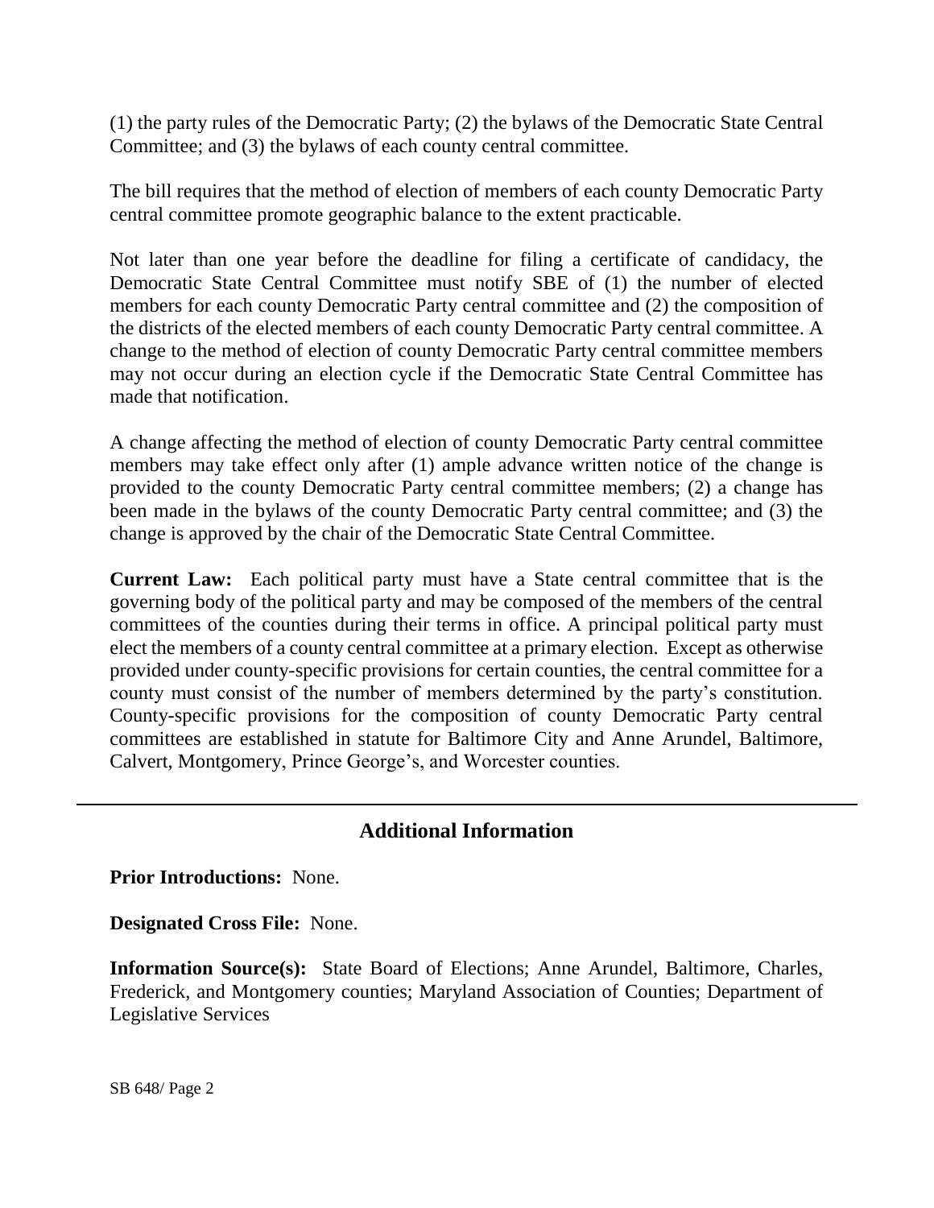(1) the party rules of the Democratic Party; (2) the bylaws of the Democratic State Central Committee; and (3) the bylaws of each county central committee.

The bill requires that the method of election of members of each county Democratic Party central committee promote geographic balance to the extent practicable.

Not later than one year before the deadline for filing a certificate of candidacy, the Democratic State Central Committee must notify SBE of (1) the number of elected members for each county Democratic Party central committee and (2) the composition of the districts of the elected members of each county Democratic Party central committee. A change to the method of election of county Democratic Party central committee members may not occur during an election cycle if the Democratic State Central Committee has made that notification.

A change affecting the method of election of county Democratic Party central committee members may take effect only after (1) ample advance written notice of the change is provided to the county Democratic Party central committee members; (2) a change has been made in the bylaws of the county Democratic Party central committee; and (3) the change is approved by the chair of the Democratic State Central Committee.

**Current Law:** Each political party must have a State central committee that is the governing body of the political party and may be composed of the members of the central committees of the counties during their terms in office. A principal political party must elect the members of a county central committee at a primary election. Except as otherwise provided under county-specific provisions for certain counties, the central committee for a county must consist of the number of members determined by the party's constitution. County-specific provisions for the composition of county Democratic Party central committees are established in statute for Baltimore City and Anne Arundel, Baltimore, Calvert, Montgomery, Prince George's, and Worcester counties.

---

## Additional Information

**Prior Introductions:** None.

**Designated Cross File:** None.

**Information Source(s):** State Board of Elections; Anne Arundel, Baltimore, Charles, Frederick, and Montgomery counties; Maryland Association of Counties; Department of Legislative Services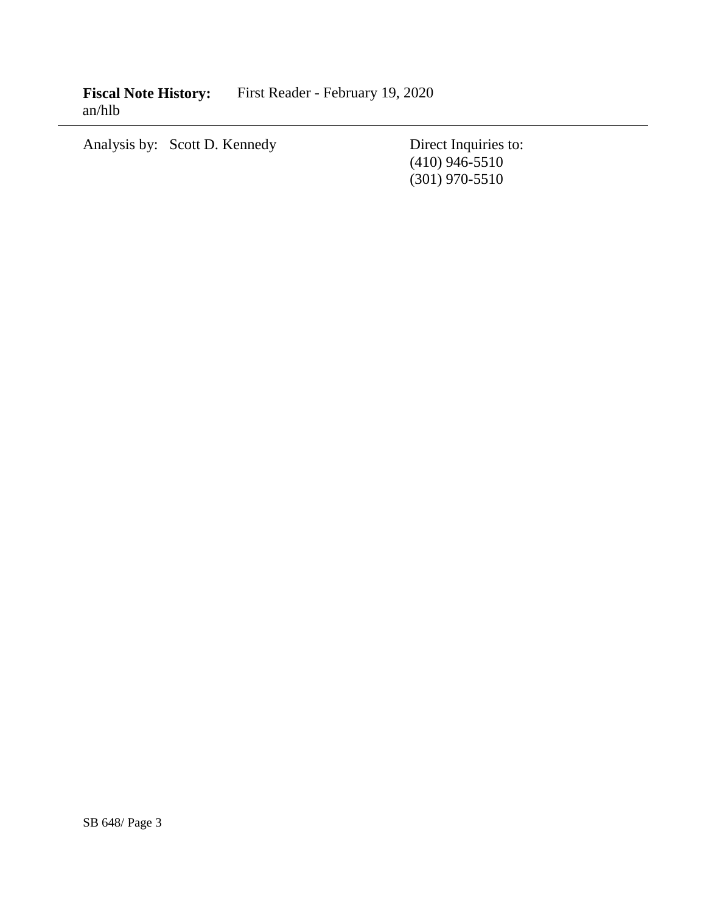**Fiscal Note History:** First Reader - February 19, 2020
an/hlb

---

Analysis by: Scott D. Kennedy

Direct Inquiries to:
(410) 946-5510
(301) 970-5510